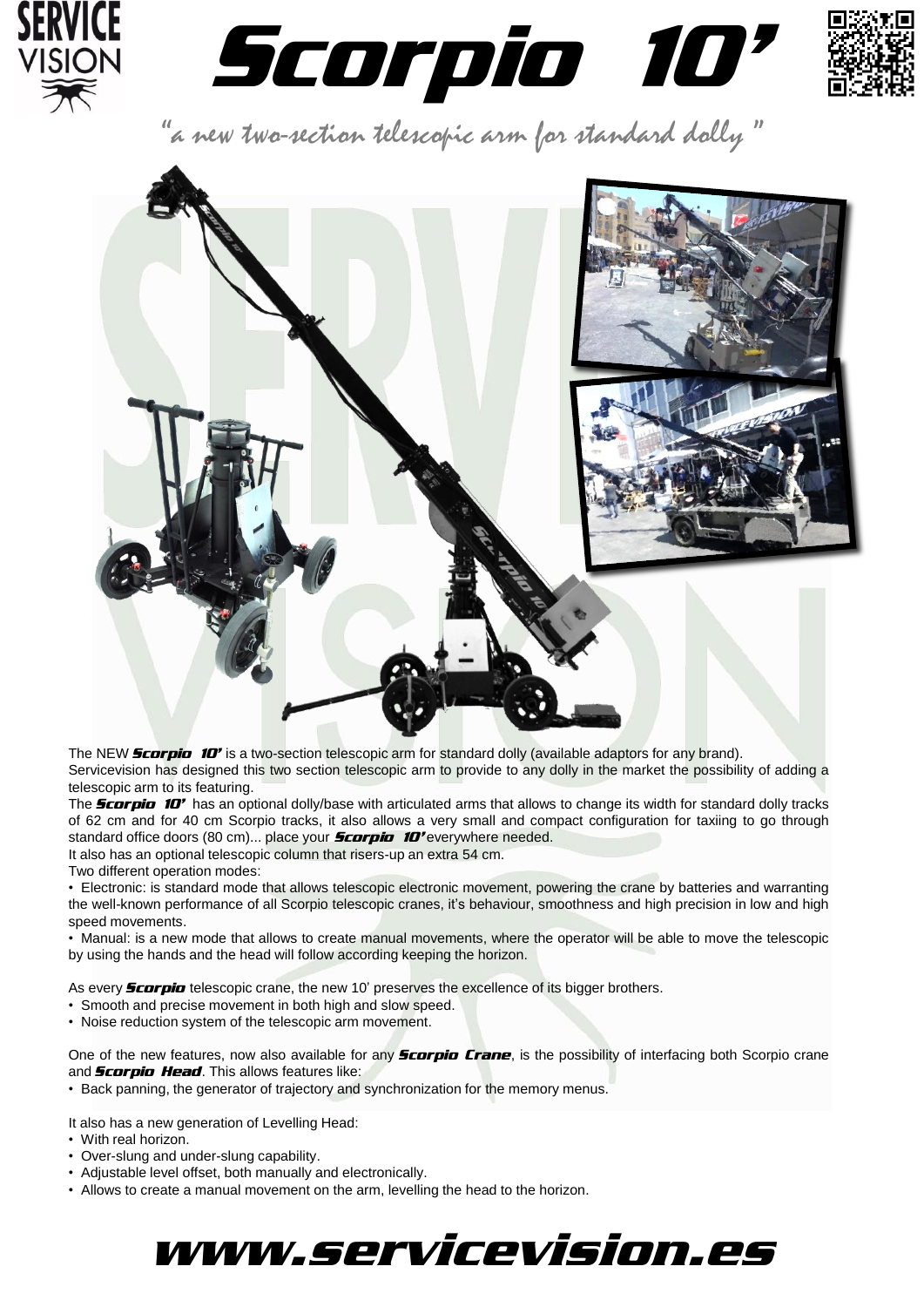# Scorpio 10'

*"a new two-section telescopic arm for standard dolly"*

The NEW ***Scorpio 10'*** is a two-section telescopic arm for standard dolly (available adaptors for any brand).

Servicevision has designed this two section telescopic arm to provide to any dolly in the market the possibility of adding a telescopic arm to its featuring.

The ***Scorpio 10'*** has an optional dolly/base with articulated arms that allows to change its width for standard dolly tracks of 62 cm and for 40 cm Scorpio tracks, it also allows a very small and compact configuration for taxiing to go through standard office doors (80 cm)... place your ***Scorpio 10'*** everywhere needed.

It also has an optional telescopic column that risers-up an extra 54 cm.

Two different operation modes:

- Electronic: is standard mode that allows telescopic electronic movement, powering the crane by batteries and warranting the well-known performance of all Scorpio telescopic cranes, it's behaviour, smoothness and high precision in low and high speed movements.
- Manual: is a new mode that allows to create manual movements, where the operator will be able to move the telescopic by using the hands and the head will follow according keeping the horizon.

As every ***Scorpio*** telescopic crane, the new 10' preserves the excellence of its bigger brothers.

- Smooth and precise movement in both high and slow speed.
- Noise reduction system of the telescopic arm movement.

One of the new features, now also available for any ***Scorpio Crane***, is the possibility of interfacing both Scorpio crane and ***Scorpio Head***. This allows features like:

- Back panning, the generator of trajectory and synchronization for the memory menus.

It also has a new generation of Levelling Head:

- With real horizon.
- Over-slung and under-slung capability.
- Adjustable level offset, both manually and electronically.
- Allows to create a manual movement on the arm, levelling the head to the horizon.

## www.servicevision.es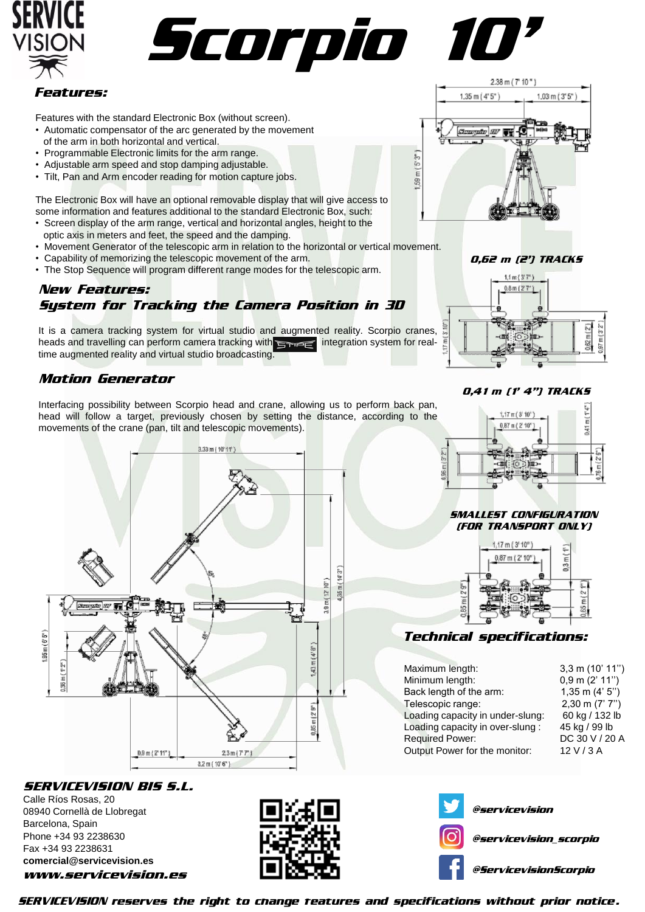# Scorpio 10'

## Features:

Features with the standard Electronic Box (without screen).

- Automatic compensator of the arc generated by the movement of the arm in both horizontal and vertical.
- Programmable Electronic limits for the arm range.
- Adjustable arm speed and stop damping adjustable.
- Tilt, Pan and Arm encoder reading for motion capture jobs.

The Electronic Box will have an optional removable display that will give access to some information and features additional to the standard Electronic Box, such:

- Screen display of the arm range, vertical and horizontal angles, height to the optic axis in meters and feet, the speed and the damping.
- Movement Generator of the telescopic arm in relation to the horizontal or vertical movement.
- Capability of memorizing the telescopic movement of the arm.
- The Stop Sequence will program different range modes for the telescopic arm.

## New Features:

## System for Tracking the Camera Position in 3D

It is a camera tracking system for virtual studio and augmented reality. Scorpio cranes, heads and travelling can perform camera tracking with STYPE integration system for real-time augmented reality and virtual studio broadcasting.

## Motion Generator

Interfacing possibility between Scorpio head and crane, allowing us to perform back pan, head will follow a target, previously chosen by setting the distance, according to the movements of the crane (pan, tilt and telescopic movements).

2,38 m ( 7' 10" )
1,35 m ( 4' 5" )
1,03 m ( 3' 5" )
1,59 m ( 5' 3" )

**0,62 m (2') TRACKS**

1,1 m ( 3' 7" )
0,8 m ( 2' 7" )
1,17 m ( 3' 10" )
0,62 m ( 2' )
0,97 m ( 3' 2" )

**0,41 m (1' 4") TRACKS**

1,17 m ( 3' 10" )
0,87 m ( 2' 10" )
0,41 m ( 1' 4" )
0,96 m ( 3' 2" )
0,76 m ( 2' 6" )

**SMALLEST CONFIGURATION (FOR TRANSPORT ONLY)**

1,17 m ( 3' 10" )
0,87 m ( 2' 10" )
0,3 m ( 1' )
0,85 m ( 2' 9" )
0,65 m ( 2' 1" )

3,33 m ( 10' 11" )
45°
45°
3,9 m ( 12' 10" )
4,35 m ( 14' 3" )
1,95 m ( 6' 5" )
0,36 m ( 1' 2" )
1,43 m ( 4' 8" )
0,85 m ( 2' 9" )
0,9 m ( 2' 11" )
2,3 m ( 7' 7" )
3,2 m ( 10' 6" )

## Technical specifications:

| | |
|---|---|
| Maximum length: | 3,3 m (10' 11'') |
| Minimum length: | 0,9 m (2' 11'') |
| Back length of the arm: | 1,35 m (4' 5'') |
| Telescopic range: | 2,30 m (7' 7'') |
| Loading capacity in under-slung: | 60 kg / 132 lb |
| Loading capacity in over-slung : | 45 kg / 99 lb |
| Required Power: | DC 30 V / 20 A |
| Output Power for the monitor: | 12 V / 3 A |

**SERVICEVISION BIS S.L.**
Calle Ríos Rosas, 20
08940 Cornellà de Llobregat
Barcelona, Spain
Phone +34 93 2238630
Fax +34 93 2238631
**comercial@servicevision.es**
**www.servicevision.es**

@servicevision
@servicevision_scorpio
@ServicevisionScorpio

**SERVICEVISION reserves the right to change features and specifications without prior notice.**